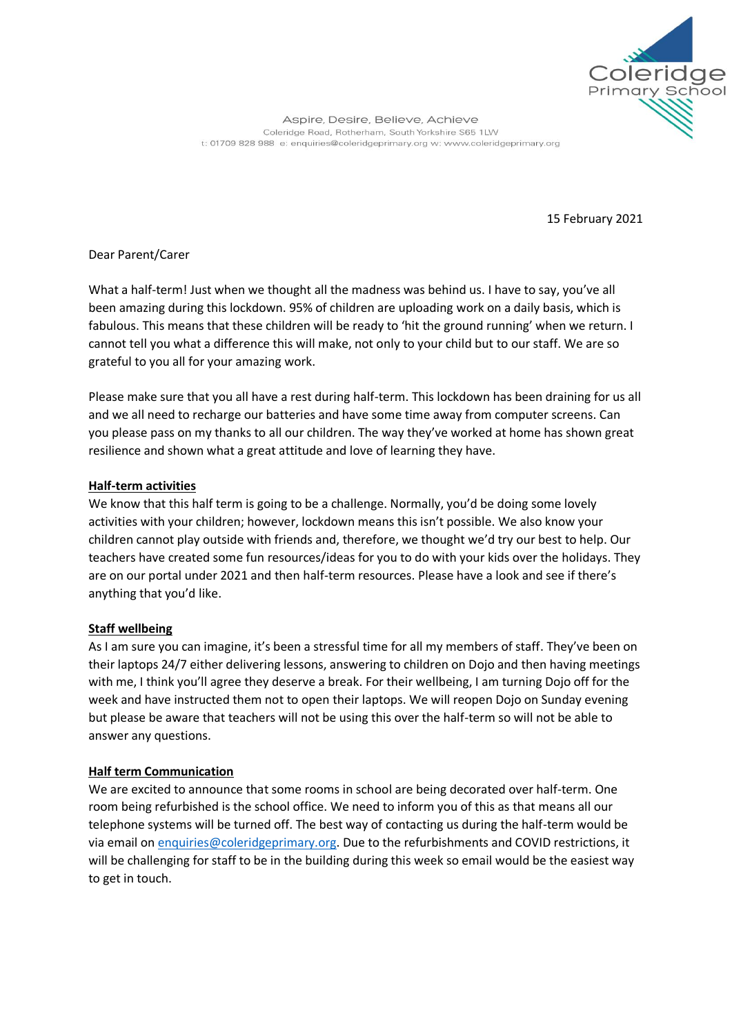Coleridge Primary School

Aspire, Desire, Believe, Achieve
Coleridge Road, Rotherham, South Yorkshire S65 1LW
t: 01709 828 988 e: enquiries@coleridgeprimary.org w: www.coleridgeprimary.org

15 February 2021

Dear Parent/Carer

What a half-term! Just when we thought all the madness was behind us. I have to say, you've all been amazing during this lockdown. 95% of children are uploading work on a daily basis, which is fabulous. This means that these children will be ready to 'hit the ground running' when we return. I cannot tell you what a difference this will make, not only to your child but to our staff. We are so grateful to you all for your amazing work.

Please make sure that you all have a rest during half-term. This lockdown has been draining for us all and we all need to recharge our batteries and have some time away from computer screens. Can you please pass on my thanks to all our children. The way they've worked at home has shown great resilience and shown what a great attitude and love of learning they have.

**Half-term activities**

We know that this half term is going to be a challenge. Normally, you'd be doing some lovely activities with your children; however, lockdown means this isn't possible. We also know your children cannot play outside with friends and, therefore, we thought we'd try our best to help. Our teachers have created some fun resources/ideas for you to do with your kids over the holidays. They are on our portal under 2021 and then half-term resources. Please have a look and see if there's anything that you'd like.

**Staff wellbeing**

As I am sure you can imagine, it's been a stressful time for all my members of staff. They've been on their laptops 24/7 either delivering lessons, answering to children on Dojo and then having meetings with me, I think you'll agree they deserve a break. For their wellbeing, I am turning Dojo off for the week and have instructed them not to open their laptops. We will reopen Dojo on Sunday evening but please be aware that teachers will not be using this over the half-term so will not be able to answer any questions.

**Half term Communication**

We are excited to announce that some rooms in school are being decorated over half-term. One room being refurbished is the school office. We need to inform you of this as that means all our telephone systems will be turned off. The best way of contacting us during the half-term would be via email on enquiries@coleridgeprimary.org. Due to the refurbishments and COVID restrictions, it will be challenging for staff to be in the building during this week so email would be the easiest way to get in touch.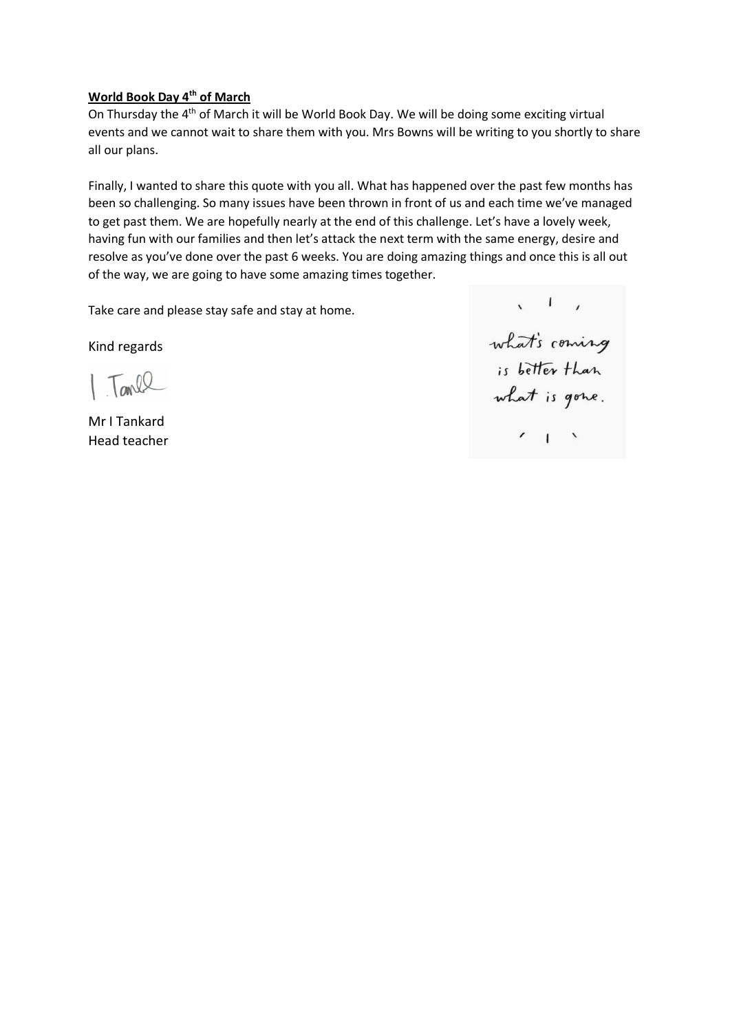**World Book Day 4th of March**

On Thursday the 4th of March it will be World Book Day. We will be doing some exciting virtual events and we cannot wait to share them with you. Mrs Bowns will be writing to you shortly to share all our plans.

Finally, I wanted to share this quote with you all. What has happened over the past few months has been so challenging. So many issues have been thrown in front of us and each time we've managed to get past them. We are hopefully nearly at the end of this challenge. Let's have a lovely week, having fun with our families and then let's attack the next term with the same energy, desire and resolve as you've done over the past 6 weeks. You are doing amazing things and once this is all out of the way, we are going to have some amazing times together.

Take care and please stay safe and stay at home.

what's coming is better than what is gone.

Kind regards

I Tankard

Mr I Tankard
Head teacher